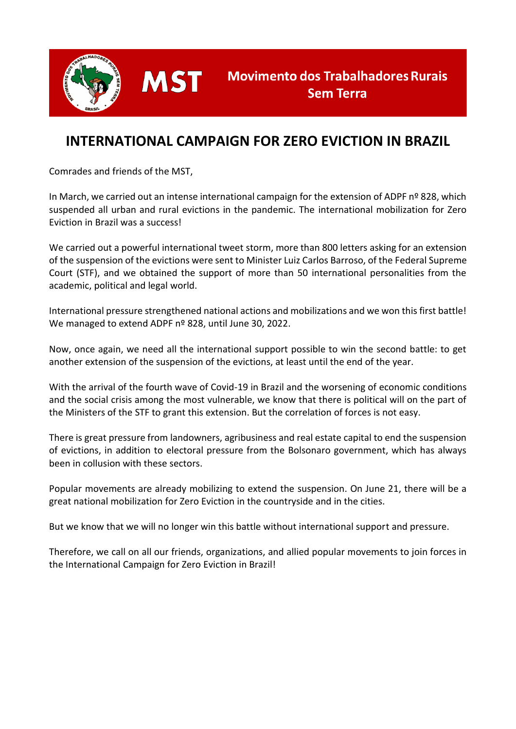MST **Movimento dos Trabalhadores Rurais Sem Terra**

# INTERNATIONAL CAMPAIGN FOR ZERO EVICTION IN BRAZIL

Comrades and friends of the MST,

In March, we carried out an intense international campaign for the extension of ADPF nº 828, which suspended all urban and rural evictions in the pandemic. The international mobilization for Zero Eviction in Brazil was a success!

We carried out a powerful international tweet storm, more than 800 letters asking for an extension of the suspension of the evictions were sent to Minister Luiz Carlos Barroso, of the Federal Supreme Court (STF), and we obtained the support of more than 50 international personalities from the academic, political and legal world.

International pressure strengthened national actions and mobilizations and we won this first battle! We managed to extend ADPF nº 828, until June 30, 2022.

Now, once again, we need all the international support possible to win the second battle: to get another extension of the suspension of the evictions, at least until the end of the year.

With the arrival of the fourth wave of Covid-19 in Brazil and the worsening of economic conditions and the social crisis among the most vulnerable, we know that there is political will on the part of the Ministers of the STF to grant this extension. But the correlation of forces is not easy.

There is great pressure from landowners, agribusiness and real estate capital to end the suspension of evictions, in addition to electoral pressure from the Bolsonaro government, which has always been in collusion with these sectors.

Popular movements are already mobilizing to extend the suspension. On June 21, there will be a great national mobilization for Zero Eviction in the countryside and in the cities.

But we know that we will no longer win this battle without international support and pressure.

Therefore, we call on all our friends, organizations, and allied popular movements to join forces in the International Campaign for Zero Eviction in Brazil!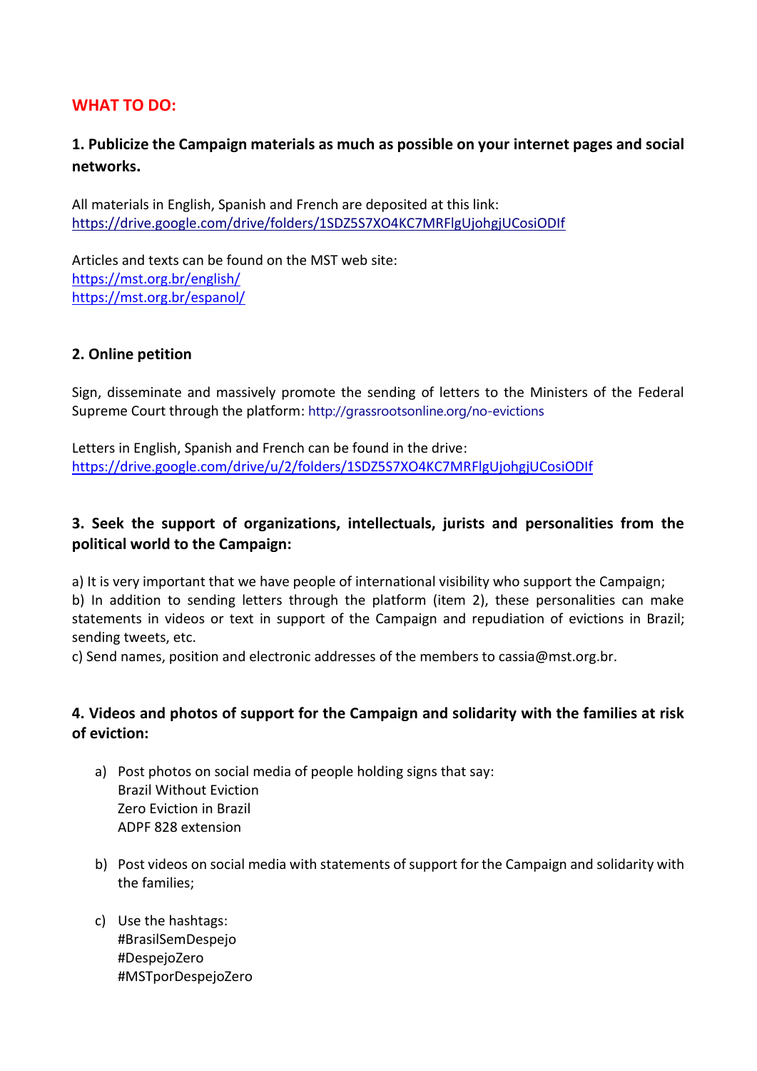## WHAT TO DO:

### 1. Publicize the Campaign materials as much as possible on your internet pages and social networks.

All materials in English, Spanish and French are deposited at this link:
https://drive.google.com/drive/folders/1SDZ5S7XO4KC7MRFlgUjohgjUCosiODIf

Articles and texts can be found on the MST web site:
https://mst.org.br/english/
https://mst.org.br/espanol/

### 2. Online petition

Sign, disseminate and massively promote the sending of letters to the Ministers of the Federal Supreme Court through the platform: http://grassrootsonline.org/no-evictions

Letters in English, Spanish and French can be found in the drive:
https://drive.google.com/drive/u/2/folders/1SDZ5S7XO4KC7MRFlgUjohgjUCosiODIf

### 3. Seek the support of organizations, intellectuals, jurists and personalities from the political world to the Campaign:

a) It is very important that we have people of international visibility who support the Campaign;
b) In addition to sending letters through the platform (item 2), these personalities can make statements in videos or text in support of the Campaign and repudiation of evictions in Brazil; sending tweets, etc.
c) Send names, position and electronic addresses of the members to cassia@mst.org.br.

### 4. Videos and photos of support for the Campaign and solidarity with the families at risk of eviction:

a) Post photos on social media of people holding signs that say:
   Brazil Without Eviction
   Zero Eviction in Brazil
   ADPF 828 extension

b) Post videos on social media with statements of support for the Campaign and solidarity with the families;

c) Use the hashtags:
   #BrasilSemDespejo
   #DespejoZero
   #MSTporDespejoZero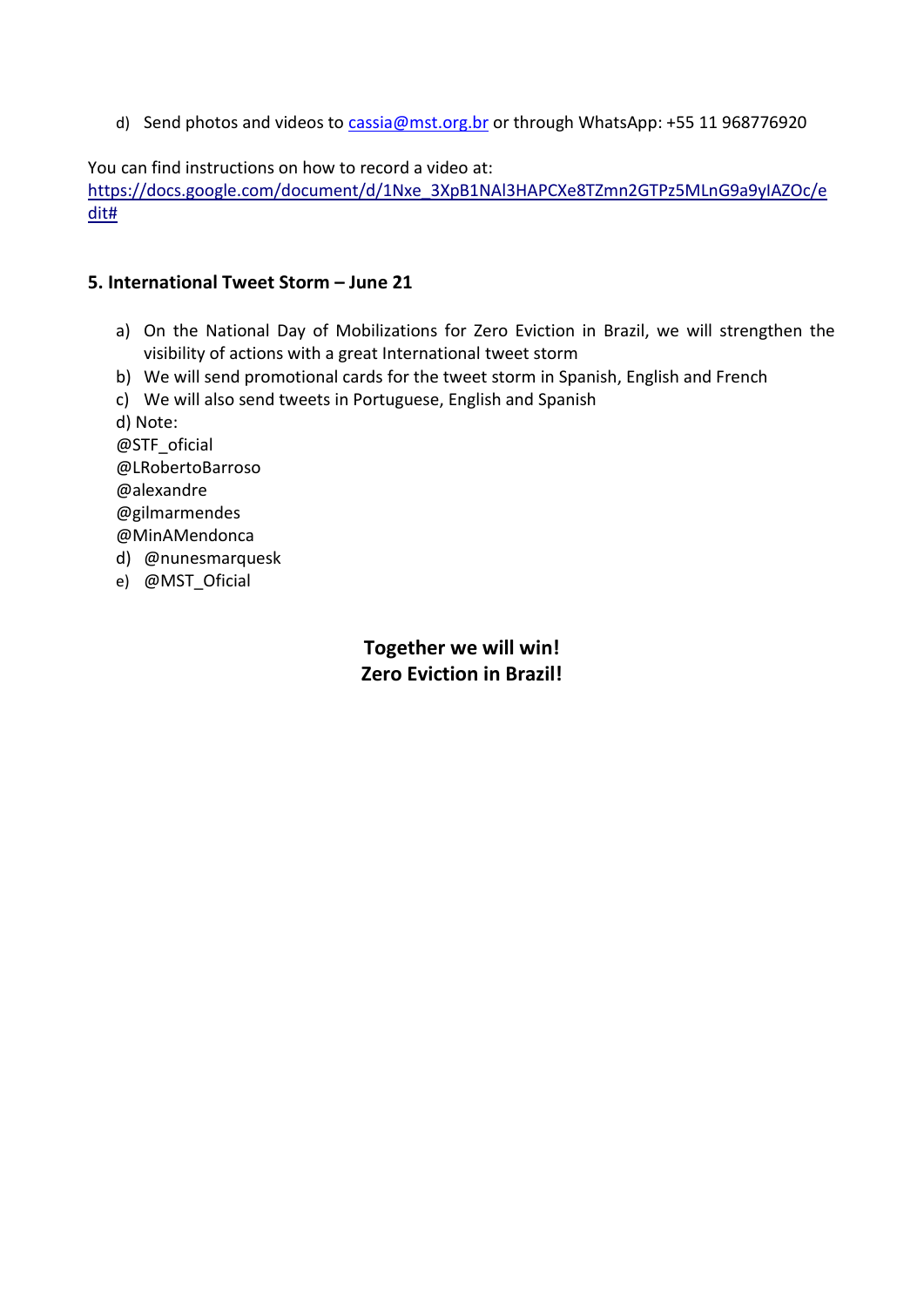d) Send photos and videos to cassia@mst.org.br or through WhatsApp: +55 11 968776920

You can find instructions on how to record a video at:
https://docs.google.com/document/d/1Nxe_3XpB1NAl3HAPCXe8TZmn2GTPz5MLnG9a9yIAZOc/edit#

### 5. International Tweet Storm – June 21

a) On the National Day of Mobilizations for Zero Eviction in Brazil, we will strengthen the visibility of actions with a great International tweet storm
b) We will send promotional cards for the tweet storm in Spanish, English and French
c) We will also send tweets in Portuguese, English and Spanish
d) Note:
@STF_oficial
@LRobertoBarroso
@alexandre
@gilmarmendes
@MinAMendonca
d) @nunesmarquesk
e) @MST_Oficial

**Together we will win!**
**Zero Eviction in Brazil!**